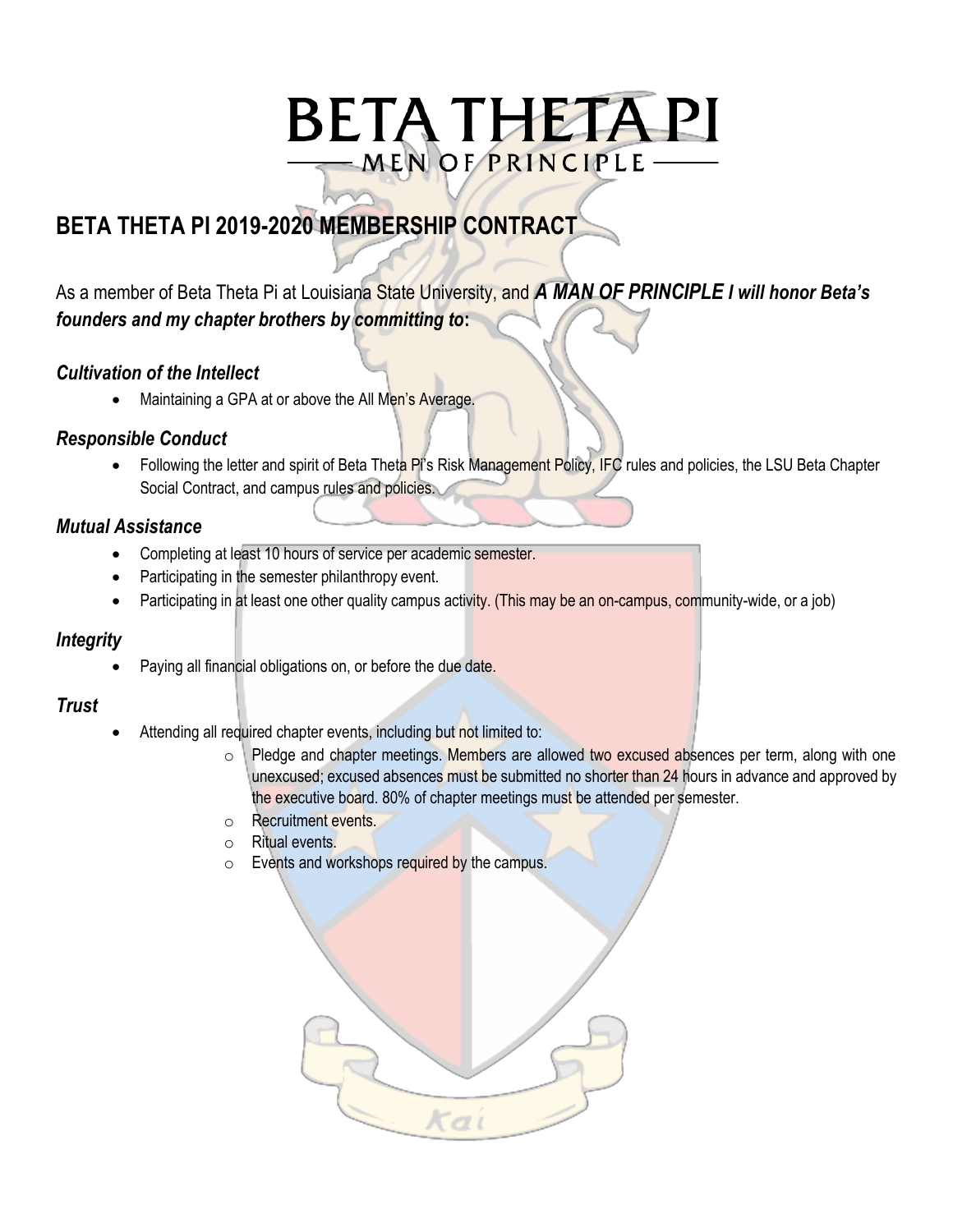# BETA THETA PI

MEN OF PRINCIPLE

## BETA THETA PI 2019-2020 MEMBERSHIP CONTRACT

As a member of Beta Theta Pi at Louisiana State University, and ***A MAN OF PRINCIPLE I will honor Beta's founders and my chapter brothers by committing to*:**

### *Cultivation of the Intellect*

- Maintaining a GPA at or above the All Men's Average.

### *Responsible Conduct*

- Following the letter and spirit of Beta Theta Pi's Risk Management Policy, IFC rules and policies, the LSU Beta Chapter Social Contract, and campus rules and policies.

### *Mutual Assistance*

- Completing at least 10 hours of service per academic semester.
- Participating in the semester philanthropy event.
- Participating in at least one other quality campus activity. (This may be an on-campus, community-wide, or a job)

### *Integrity*

- Paying all financial obligations on, or before the due date.

### *Trust*

- Attending all required chapter events, including but not limited to:
  - Pledge and chapter meetings. Members are allowed two excused absences per term, along with one unexcused; excused absences must be submitted no shorter than 24 hours in advance and approved by the executive board. 80% of chapter meetings must be attended per semester.
  - Recruitment events.
  - Ritual events.
  - Events and workshops required by the campus.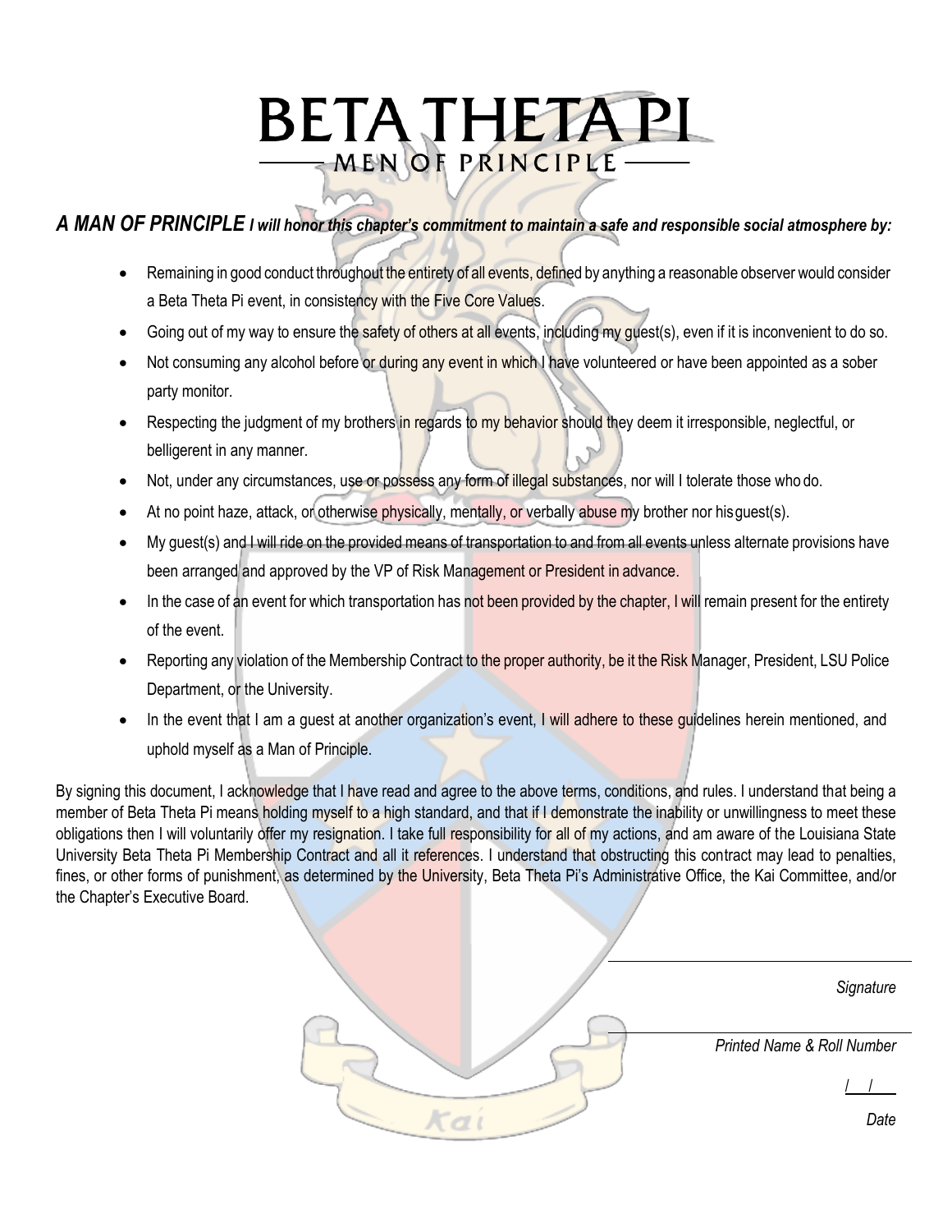# BETA THETA PI

## MEN OF PRINCIPLE

***A MAN OF PRINCIPLE** I will honor this chapter's commitment to maintain a safe and responsible social atmosphere by:*

- Remaining in good conduct throughout the entirety of all events, defined by anything a reasonable observer would consider a Beta Theta Pi event, in consistency with the Five Core Values.
- Going out of my way to ensure the safety of others at all events, including my guest(s), even if it is inconvenient to do so.
- Not consuming any alcohol before or during any event in which I have volunteered or have been appointed as a sober party monitor.
- Respecting the judgment of my brothers in regards to my behavior should they deem it irresponsible, neglectful, or belligerent in any manner.
- Not, under any circumstances, use or possess any form of illegal substances, nor will I tolerate those who do.
- At no point haze, attack, or otherwise physically, mentally, or verbally abuse my brother nor his guest(s).
- My guest(s) and I will ride on the provided means of transportation to and from all events unless alternate provisions have been arranged and approved by the VP of Risk Management or President in advance.
- In the case of an event for which transportation has not been provided by the chapter, I will remain present for the entirety of the event.
- Reporting any violation of the Membership Contract to the proper authority, be it the Risk Manager, President, LSU Police Department, or the University.
- In the event that I am a guest at another organization's event, I will adhere to these guidelines herein mentioned, and uphold myself as a Man of Principle.

By signing this document, I acknowledge that I have read and agree to the above terms, conditions, and rules. I understand that being a member of Beta Theta Pi means holding myself to a high standard, and that if I demonstrate the inability or unwillingness to meet these obligations then I will voluntarily offer my resignation. I take full responsibility for all of my actions, and am aware of the Louisiana State University Beta Theta Pi Membership Contract and all it references. I understand that obstructing this contract may lead to penalties, fines, or other forms of punishment, as determined by the University, Beta Theta Pi's Administrative Office, the Kai Committee, and/or the Chapter's Executive Board.

\_\_\_\_\_\_\_\_\_\_\_\_\_\_\_\_\_\_\_\_\_\_\_\_\_\_\_\_\_\_

*Signature*

\_\_\_\_\_\_\_\_\_\_\_\_\_\_\_\_\_\_\_\_\_\_\_\_\_\_\_\_\_\_

*Printed Name & Roll Number*

\_\_\_/\_\_\_/\_\_\_

*Date*